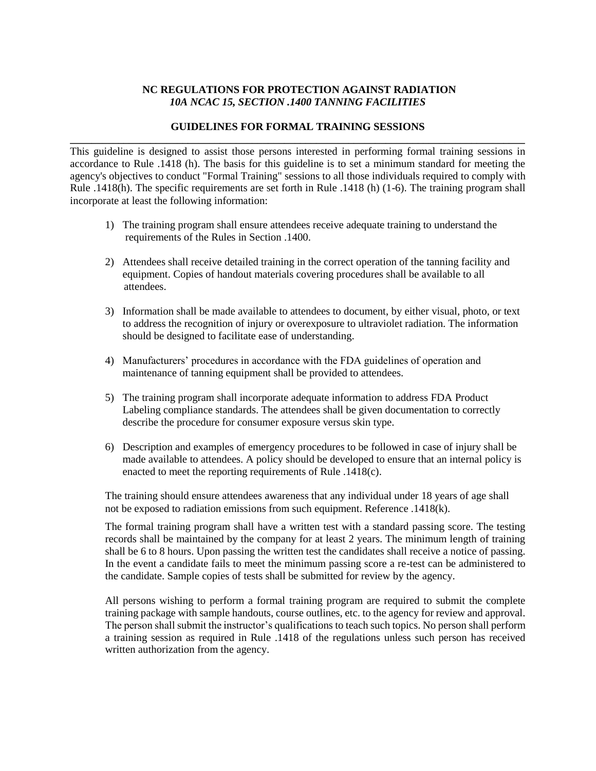**NC REGULATIONS FOR PROTECTION AGAINST RADIATION**
***10A NCAC 15, SECTION .1400 TANNING FACILITIES***

## GUIDELINES FOR FORMAL TRAINING SESSIONS

---

This guideline is designed to assist those persons interested in performing formal training sessions in accordance to Rule .1418 (h). The basis for this guideline is to set a minimum standard for meeting the agency's objectives to conduct "Formal Training" sessions to all those individuals required to comply with Rule .1418(h). The specific requirements are set forth in Rule .1418 (h) (1-6). The training program shall incorporate at least the following information:

1) The training program shall ensure attendees receive adequate training to understand the requirements of the Rules in Section .1400.

2) Attendees shall receive detailed training in the correct operation of the tanning facility and equipment. Copies of handout materials covering procedures shall be available to all attendees.

3) Information shall be made available to attendees to document, by either visual, photo, or text to address the recognition of injury or overexposure to ultraviolet radiation. The information should be designed to facilitate ease of understanding.

4) Manufacturers' procedures in accordance with the FDA guidelines of operation and maintenance of tanning equipment shall be provided to attendees.

5) The training program shall incorporate adequate information to address FDA Product Labeling compliance standards. The attendees shall be given documentation to correctly describe the procedure for consumer exposure versus skin type.

6) Description and examples of emergency procedures to be followed in case of injury shall be made available to attendees. A policy should be developed to ensure that an internal policy is enacted to meet the reporting requirements of Rule .1418(c).

The training should ensure attendees awareness that any individual under 18 years of age shall not be exposed to radiation emissions from such equipment. Reference .1418(k).

The formal training program shall have a written test with a standard passing score. The testing records shall be maintained by the company for at least 2 years. The minimum length of training shall be 6 to 8 hours. Upon passing the written test the candidates shall receive a notice of passing. In the event a candidate fails to meet the minimum passing score a re-test can be administered to the candidate. Sample copies of tests shall be submitted for review by the agency.

All persons wishing to perform a formal training program are required to submit the complete training package with sample handouts, course outlines, etc. to the agency for review and approval. The person shall submit the instructor's qualifications to teach such topics. No person shall perform a training session as required in Rule .1418 of the regulations unless such person has received written authorization from the agency.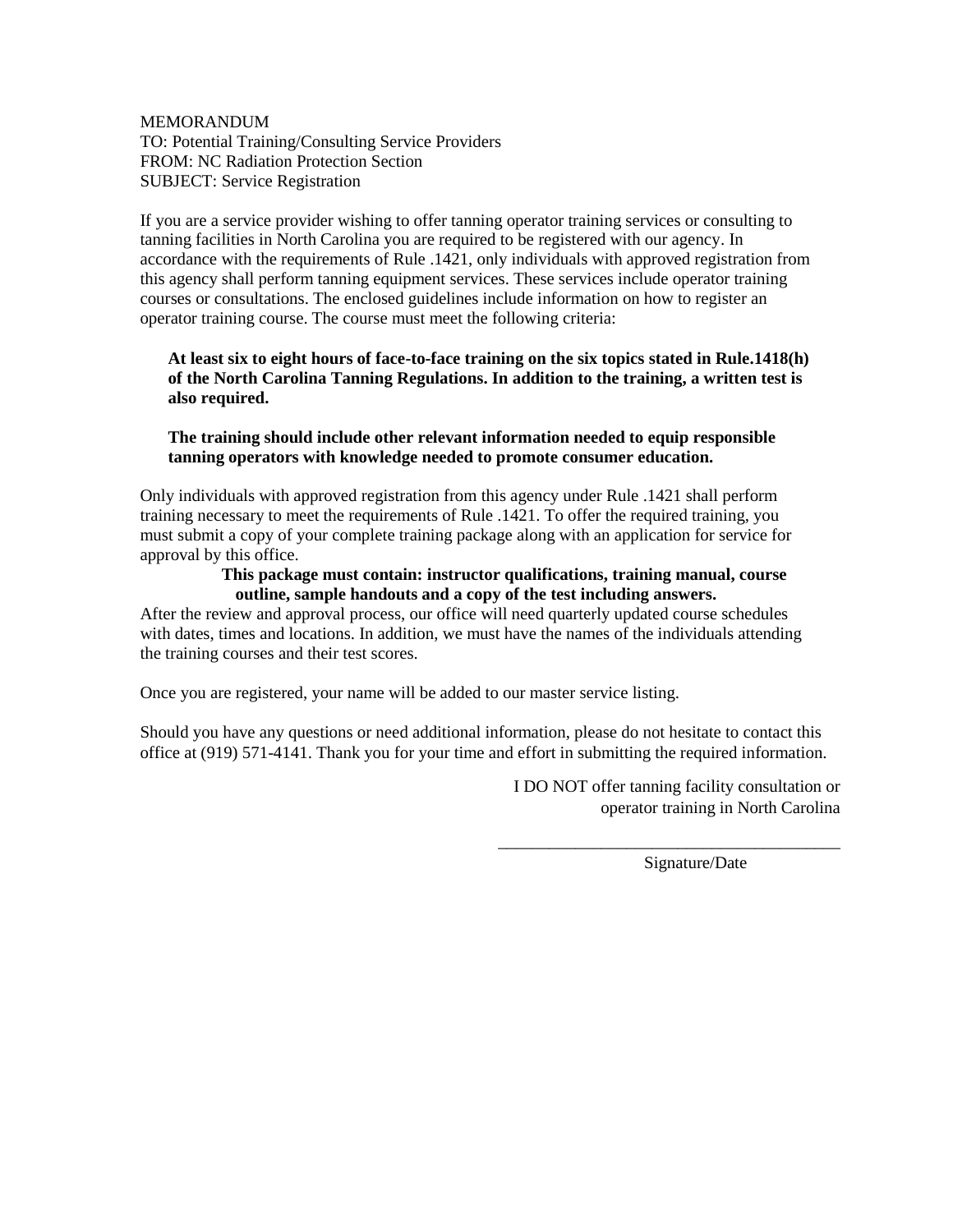MEMORANDUM
TO: Potential Training/Consulting Service Providers
FROM: NC Radiation Protection Section
SUBJECT: Service Registration

If you are a service provider wishing to offer tanning operator training services or consulting to tanning facilities in North Carolina you are required to be registered with our agency. In accordance with the requirements of Rule .1421, only individuals with approved registration from this agency shall perform tanning equipment services. These services include operator training courses or consultations. The enclosed guidelines include information on how to register an operator training course. The course must meet the following criteria:

> **At least six to eight hours of face-to-face training on the six topics stated in Rule.1418(h) of the North Carolina Tanning Regulations. In addition to the training, a written test is also required.**
>
> **The training should include other relevant information needed to equip responsible tanning operators with knowledge needed to promote consumer education.**

Only individuals with approved registration from this agency under Rule .1421 shall perform training necessary to meet the requirements of Rule .1421. To offer the required training, you must submit a copy of your complete training package along with an application for service for approval by this office.

**This package must contain: instructor qualifications, training manual, course outline, sample handouts and a copy of the test including answers.**

After the review and approval process, our office will need quarterly updated course schedules with dates, times and locations. In addition, we must have the names of the individuals attending the training courses and their test scores.

Once you are registered, your name will be added to our master service listing.

Should you have any questions or need additional information, please do not hesitate to contact this office at (919) 571-4141. Thank you for your time and effort in submitting the required information.

I DO NOT offer tanning facility consultation or operator training in North Carolina

\_\_\_\_\_\_\_\_\_\_\_\_\_\_\_\_\_\_\_\_\_\_\_\_\_\_\_\_\_\_\_\_\_\_\_\_\_\_\_\_

Signature/Date